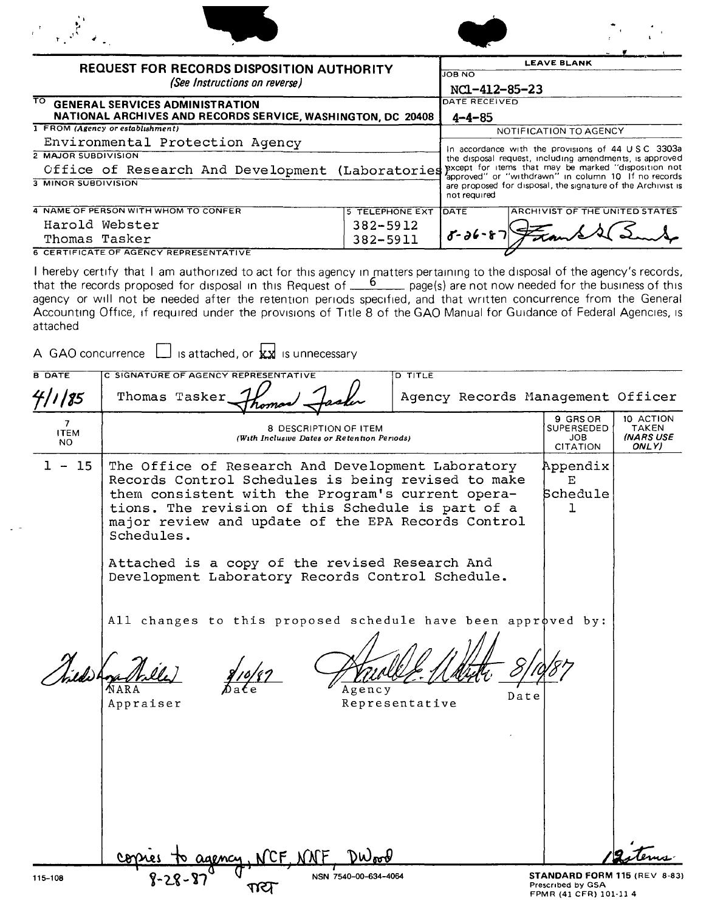# REQUEST FOR RECORDS DISPOSITION AUTHORITY

*(See Instructions on reverse)*

| LEAVE BLANK | |
|---|---|
| JOB NO | NC1-412-85-23 |
| DATE RECEIVED | 4-4-85 |

**TO** GENERAL SERVICES ADMINISTRATION
NATIONAL ARCHIVES AND RECORDS SERVICE, WASHINGTON, DC 20408

**1 FROM (Agency or establishment)**
Environmental Protection Agency

**2 MAJOR SUBDIVISION**
Office of Research And Development (Laboratories)

**3 MINOR SUBDIVISION**

**4 NAME OF PERSON WITH WHOM TO CONFER** | **5 TELEPHONE EXT**
Harold Webster — 382-5912
Thomas Tasker — 382-5911

**NOTIFICATION TO AGENCY**

In accordance with the provisions of 44 U.S.C. 3303a the disposal request, including amendments, is approved except for items that may be marked "disposition not approved" or "withdrawn" in column 10. If no records are proposed for disposal, the signature of the Archivist is not required.

| DATE | ARCHIVIST OF THE UNITED STATES |
|---|---|
| 8-26-87 | [signature] |

**6 CERTIFICATE OF AGENCY REPRESENTATIVE**

I hereby certify that I am authorized to act for this agency in matters pertaining to the disposal of the agency's records, that the records proposed for disposal in this Request of 6 page(s) are not now needed for the business of this agency or will not be needed after the retention periods specified, and that written concurrence from the General Accounting Office, if required under the provisions of Title 8 of the GAO Manual for Guidance of Federal Agencies, is attached

A GAO concurrence ☐ is attached, or ☒ is unnecessary

| B DATE | C SIGNATURE OF AGENCY REPRESENTATIVE | D TITLE |
|---|---|---|
| 4/1/85 | Thomas Tasker [signature] | Agency Records Management Officer |

| 7 ITEM NO | 8 DESCRIPTION OF ITEM (With Inclusive Dates or Retention Periods) | 9 GRS OR SUPERSEDED JOB CITATION | 10 ACTION TAKEN (NARS USE ONLY) |
|---|---|---|---|
| 1 - 15 | The Office of Research And Development Laboratory Records Control Schedules is being revised to make them consistent with the Program's current operations. The revision of this Schedule is part of a major review and update of the EPA Records Control Schedules.<br><br>Attached is a copy of the revised Research And Development Laboratory Records Control Schedule.<br><br>All changes to this proposed schedule have been approved by:<br><br>[signature] NARA Appraiser 8/10/87 Date<br><br>[signature] Agency Representative 8/10/87 Date | Appendix E Schedule 1 | |

copies to agency, NCF, NNF, DWood
8-28-87

12 items

115-108 NSN 7540-00-634-4064 STANDARD FORM 115 (REV 8-83) Prescribed by GSA FPMR (41 CFR) 101-11 4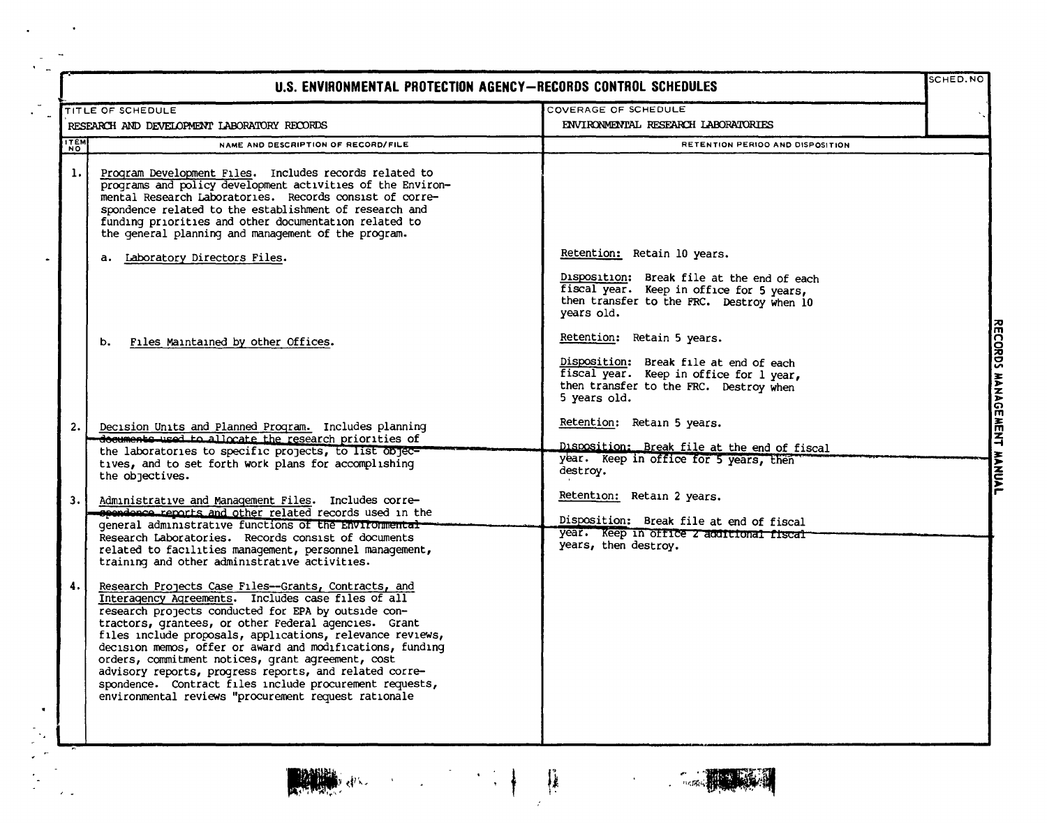# U.S. ENVIRONMENTAL PROTECTION AGENCY—RECORDS CONTROL SCHEDULES

| TITLE OF SCHEDULE | COVERAGE OF SCHEDULE | SCHED. NO |
|---|---|---|
| RESEARCH AND DEVELOPMENT LABORATORY RECORDS | ENVIRONMENTAL RESEARCH LABORATORIES | |

| ITEM NO | NAME AND DESCRIPTION OF RECORD/FILE | RETENTION PERIOD AND DISPOSITION |
|---|---|---|
| 1. | Program Development Files. Includes records related to programs and policy development activities of the Environmental Research Laboratories. Records consist of correspondence related to the establishment of research and funding priorities and other documentation related to the general planning and management of the program. | |
| | a. Laboratory Directors Files. | Retention: Retain 10 years.<br><br>Disposition: Break file at the end of each fiscal year. Keep in office for 5 years, then transfer to the FRC. Destroy when 10 years old. |
| | b. Files Maintained by other Offices. | Retention: Retain 5 years.<br><br>Disposition: Break file at end of each fiscal year. Keep in office for 1 year, then transfer to the FRC. Destroy when 5 years old. |
| 2. | Decision Units and Planned Program. Includes planning documents used to allocate the research priorities of the laboratories to specific projects, to list objectives, and to set forth work plans for accomplishing the objectives. | Retention: Retain 5 years.<br><br>Disposition: Break file at the end of fiscal year. Keep in office for 5 years, then destroy. |
| 3. | Administrative and Management Files. Includes correspondence reports and other related records used in the general administrative functions of the Environmental Research Laboratories. Records consist of documents related to facilities management, personnel management, training and other administrative activities. | Retention: Retain 2 years.<br><br>Disposition: Break file at end of fiscal year. Keep in office 2 additional fiscal years, then destroy. |
| 4. | Research Projects Case Files--Grants, Contracts, and Interagency Agreements. Includes case files of all research projects conducted for EPA by outside contractors, grantees, or other Federal agencies. Grant files include proposals, applications, relevance reviews, decision memos, offer or award and modifications, funding orders, commitment notices, grant agreement, cost advisory reports, progress reports, and related correspondence. Contract files include procurement requests, environmental reviews "procurement request rationale | |

RECORDS MANAGEMENT MANUAL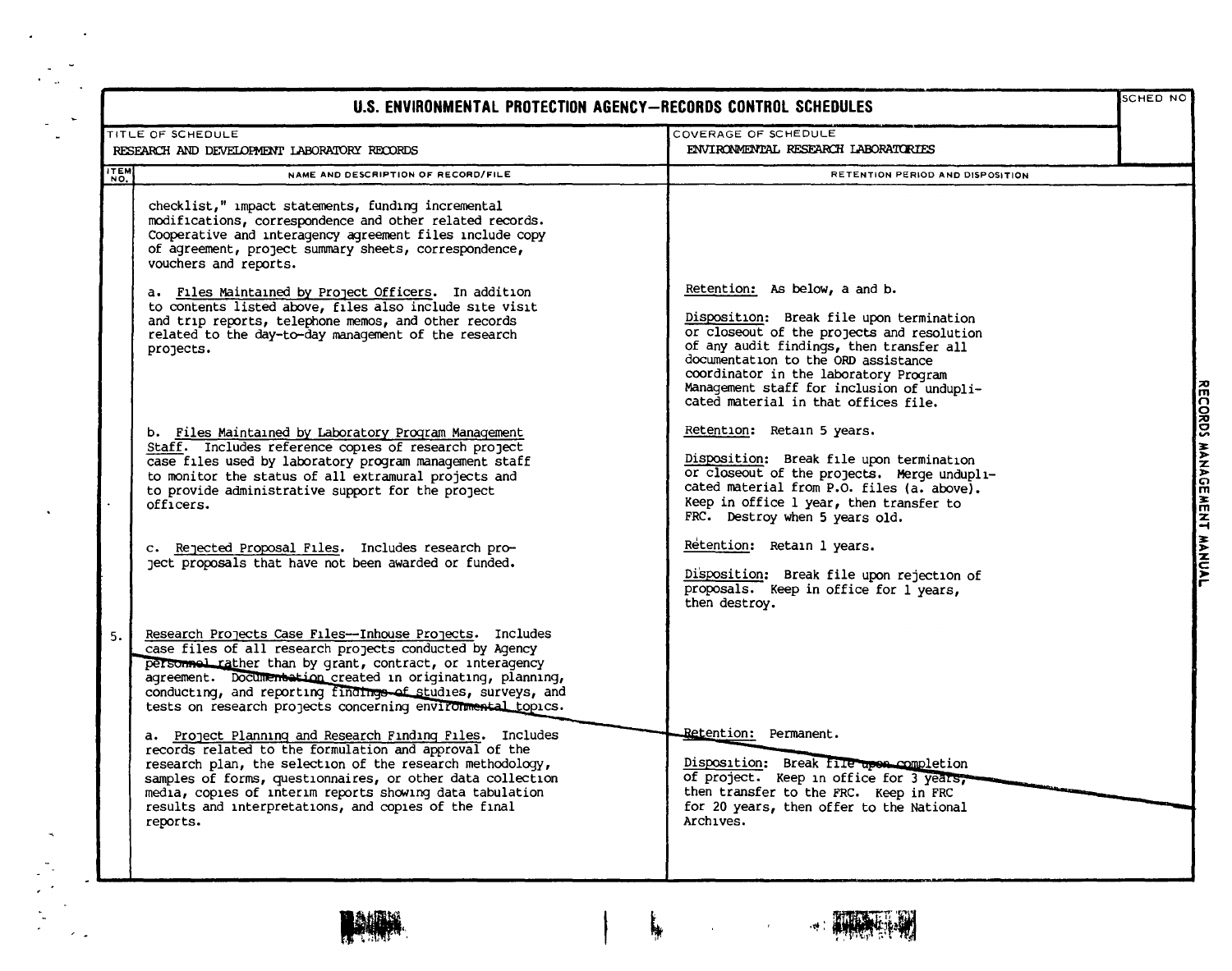# U.S. ENVIRONMENTAL PROTECTION AGENCY—RECORDS CONTROL SCHEDULES

| TITLE OF SCHEDULE | COVERAGE OF SCHEDULE | SCHED NO |
|---|---|---|
| RESEARCH AND DEVELOPMENT LABORATORY RECORDS | ENVIRONMENTAL RESEARCH LABORATORIES | |

| ITEM NO. | NAME AND DESCRIPTION OF RECORD/FILE | RETENTION PERIOD AND DISPOSITION |
|---|---|---|
| | checklist," impact statements, funding incremental modifications, correspondence and other related records. Cooperative and interagency agreement files include copy of agreement, project summary sheets, correspondence, vouchers and reports. | |
| | a. Files Maintained by Project Officers. In addition to contents listed above, files also include site visit and trip reports, telephone memos, and other records related to the day-to-day management of the research projects. | Retention: As below, a and b.<br><br>Disposition: Break file upon termination or closeout of the projects and resolution of any audit findings, then transfer all documentation to the ORD assistance coordinator in the laboratory Program Management staff for inclusion of unduplicated material in that offices file. |
| | b. Files Maintained by Laboratory Program Management Staff. Includes reference copies of research project case files used by laboratory program management staff to monitor the status of all extramural projects and to provide administrative support for the project officers. | Retention: Retain 5 years.<br><br>Disposition: Break file upon termination or closeout of the projects. Merge unduplicated material from P.O. files (a. above). Keep in office 1 year, then transfer to FRC. Destroy when 5 years old. |
| | c. Rejected Proposal Files. Includes research project proposals that have not been awarded or funded. | Retention: Retain 1 years.<br><br>Disposition: Break file upon rejection of proposals. Keep in office for 1 years, then destroy. |
| 5. | Research Projects Case Files—Inhouse Projects. Includes case files of all research projects conducted by Agency personnel rather than by grant, contract, or interagency agreement. Documentation created in originating, planning, conducting, and reporting findings of studies, surveys, and tests on research projects concerning environmental topics. | |
| | a. Project Planning and Research Finding Files. Includes records related to the formulation and approval of the research plan, the selection of the research methodology, samples of forms, questionnaires, or other data collection media, copies of interim reports showing data tabulation results and interpretations, and copies of the final reports. | Retention: Permanent.<br><br>Disposition: Break file upon completion of project. Keep in office for 3 years, then transfer to the FRC. Keep in FRC for 20 years, then offer to the National Archives. |

RECORDS MANAGEMENT MANUAL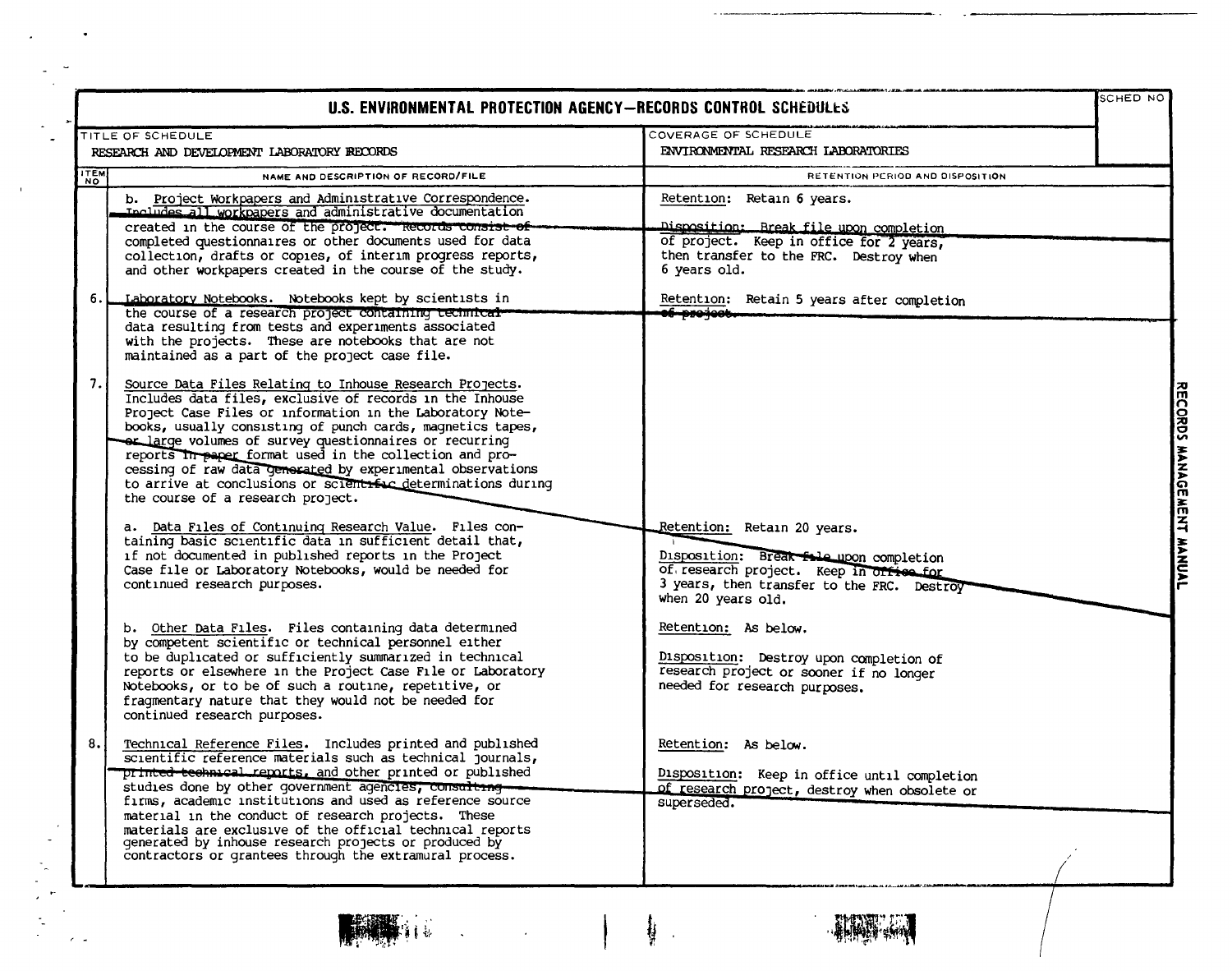# U.S. ENVIRONMENTAL PROTECTION AGENCY—RECORDS CONTROL SCHEDULES

| TITLE OF SCHEDULE | COVERAGE OF SCHEDULE | SCHED NO |
|---|---|---|
| RESEARCH AND DEVELOPMENT LABORATORY RECORDS | ENVIRONMENTAL RESEARCH LABORATORIES | |

| ITEM NO | NAME AND DESCRIPTION OF RECORD/FILE | RETENTION PERIOD AND DISPOSITION |
|---|---|---|
| | b. Project Workpapers and Administrative Correspondence. Includes all workpapers and administrative documentation created in the course of the project. Records consist of completed questionnaires or other documents used for data collection, drafts or copies, of interim progress reports, and other workpapers created in the course of the study. | Retention: Retain 6 years.<br><br>Disposition: Break file upon completion of project. Keep in office for 2 years, then transfer to the FRC. Destroy when 6 years old. |
| 6. | Laboratory Notebooks. Notebooks kept by scientists in the course of a research project containing technical data resulting from tests and experiments associated with the projects. These are notebooks that are not maintained as a part of the project case file. | Retention: Retain 5 years after completion of project. |
| 7. | Source Data Files Relating to Inhouse Research Projects. Includes data files, exclusive of records in the Inhouse Project Case Files or information in the Laboratory Notebooks, usually consisting of punch cards, magnetics tapes, or large volumes of survey questionnaires or recurring reports in paper format used in the collection and processing of raw data generated by experimental observations to arrive at conclusions or scientific determinations during the course of a research project. | |
| | a. Data Files of Continuing Research Value. Files containing basic scientific data in sufficient detail that, if not documented in published reports in the Project Case file or Laboratory Notebooks, would be needed for continued research purposes. | Retention: Retain 20 years.<br><br>Disposition: Break file upon completion of research project. Keep in office for 3 years, then transfer to the FRC. Destroy when 20 years old. |
| | b. Other Data Files. Files containing data determined by competent scientific or technical personnel either to be duplicated or sufficiently summarized in technical reports or elsewhere in the Project Case File or Laboratory Notebooks, or to be of such a routine, repetitive, or fragmentary nature that they would not be needed for continued research purposes. | Retention: As below.<br><br>Disposition: Destroy upon completion of research project or sooner if no longer needed for research purposes. |
| 8. | Technical Reference Files. Includes printed and published scientific reference materials such as technical journals, printed technical reports, and other printed or published studies done by other government agencies, consulting firms, academic institutions and used as reference source material in the conduct of research projects. These materials are exclusive of the official technical reports generated by inhouse research projects or produced by contractors or grantees through the extramural process. | Retention: As below.<br><br>Disposition: Keep in office until completion of research project, destroy when obsolete or superseded. |

RECORDS MANAGEMENT MANUAL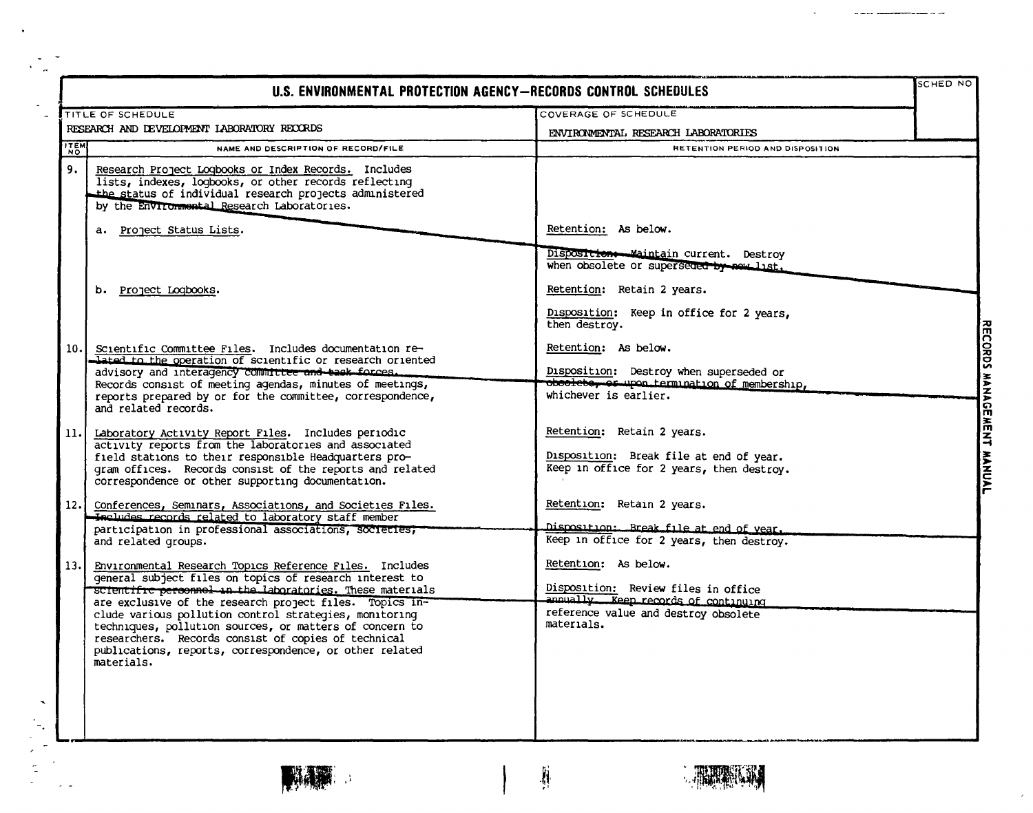# U.S. ENVIRONMENTAL PROTECTION AGENCY—RECORDS CONTROL SCHEDULES

| TITLE OF SCHEDULE | COVERAGE OF SCHEDULE | SCHED NO |
|---|---|---|
| RESEARCH AND DEVELOPMENT LABORATORY RECORDS | ENVIRONMENTAL RESEARCH LABORATORIES | |

| ITEM NO | NAME AND DESCRIPTION OF RECORD/FILE | RETENTION PERIOD AND DISPOSITION |
|---|---|---|
| 9. | Research Project Logbooks or Index Records. Includes lists, indexes, logbooks, or other records reflecting the status of individual research projects administered by the Environmental Research Laboratories. | |
| | a. Project Status Lists. | Retention: As below.<br><br>Disposition: Maintain current. Destroy when obsolete or superseded by new list. |
| | b. Project Logbooks. | Retention: Retain 2 years.<br><br>Disposition: Keep in office for 2 years, then destroy. |
| 10. | Scientific Committee Files. Includes documentation related to the operation of scientific or research oriented advisory and interagency committee and task forces. Records consist of meeting agendas, minutes of meetings, reports prepared by or for the committee, correspondence, and related records. | Retention: As below.<br><br>Disposition: Destroy when superseded or obsolete, or upon termination of membership, whichever is earlier. |
| 11. | Laboratory Activity Report Files. Includes periodic activity reports from the laboratories and associated field stations to their responsible Headquarters program offices. Records consist of the reports and related correspondence or other supporting documentation. | Retention: Retain 2 years.<br><br>Disposition: Break file at end of year. Keep in office for 2 years, then destroy. |
| 12. | Conferences, Seminars, Associations, and Societies Files. Includes records related to laboratory staff member participation in professional associations, societies, and related groups. | Retention: Retain 2 years.<br><br>Disposition: Break file at end of year. Keep in office for 2 years, then destroy. |
| 13. | Environmental Research Topics Reference Files. Includes general subject files on topics of research interest to scientific personnel in the laboratories. These materials are exclusive of the research project files. Topics include various pollution control strategies, monitoring techniques, pollution sources, or matters of concern to researchers. Records consist of copies of technical publications, reports, correspondence, or other related materials. | Retention: As below.<br><br>Disposition: Review files in office annually. Keep records of continuing reference value and destroy obsolete materials. |

RECORDS MANAGEMENT MANUAL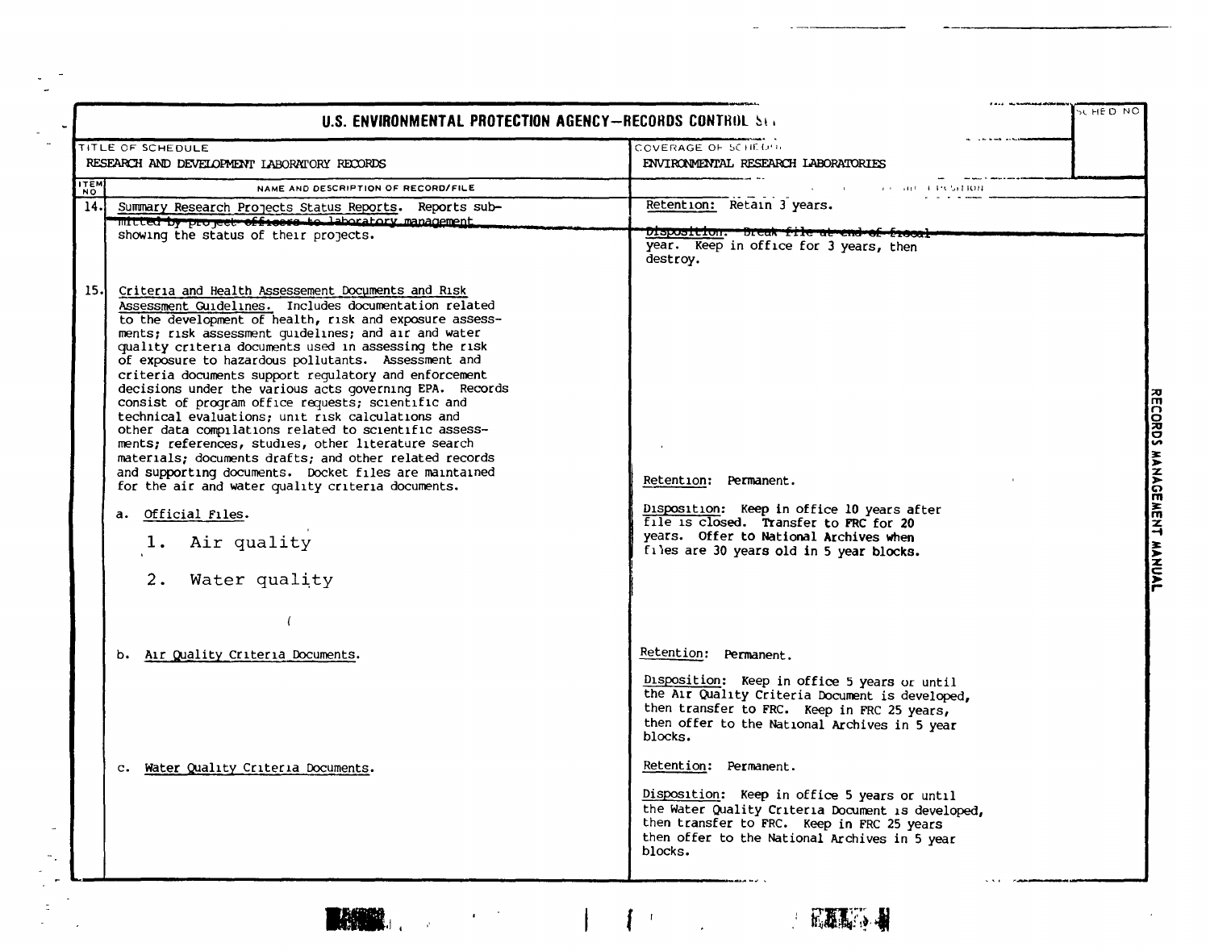# U.S. ENVIRONMENTAL PROTECTION AGENCY—RECORDS CONTROL SCHEDULE

| TITLE OF SCHEDULE | COVERAGE OF SCHEDULE | SCHED NO |
|---|---|---|
| RESEARCH AND DEVELOPMENT LABORATORY RECORDS | ENVIRONMENTAL RESEARCH LABORATORIES | |

| ITEM NO | NAME AND DESCRIPTION OF RECORD/FILE | RETENTION AND DISPOSITION |
|---|---|---|
| 14. | Summary Research Projects Status Reports. Reports submitted by project officers to laboratory management showing the status of their projects. | Retention: Retain 3 years. Disposition: Break file at end of fiscal year. Keep in office for 3 years, then destroy. |
| 15. | Criteria and Health Assessement Documents and Risk Assessment Guidelines. Includes documentation related to the development of health, risk and exposure assessments; risk assessment guidelines; and air and water quality criteria documents used in assessing the risk of exposure to hazardous pollutants. Assessment and criteria documents support regulatory and enforcement decisions under the various acts governing EPA. Records consist of program office requests; scientific and technical evaluations; unit risk calculations and other data compilations related to scientific assessments; references, studies, other literature search materials; documents drafts; and other related records and supporting documents. Docket files are maintained for the air and water quality criteria documents. | |
| | a. Official Files. 1. Air quality 2. Water quality | Retention: Permanent. Disposition: Keep in office 10 years after file is closed. Transfer to FRC for 20 years. Offer to National Archives when files are 30 years old in 5 year blocks. |
| | b. Air Quality Criteria Documents. | Retention: Permanent. Disposition: Keep in office 5 years or until the Air Quality Criteria Document is developed, then transfer to FRC. Keep in FRC 25 years, then offer to the National Archives in 5 year blocks. |
| | c. Water Quality Criteria Documents. | Retention: Permanent. Disposition: Keep in office 5 years or until the Water Quality Criteria Document is developed, then transfer to FRC. Keep in FRC 25 years then offer to the National Archives in 5 year blocks. |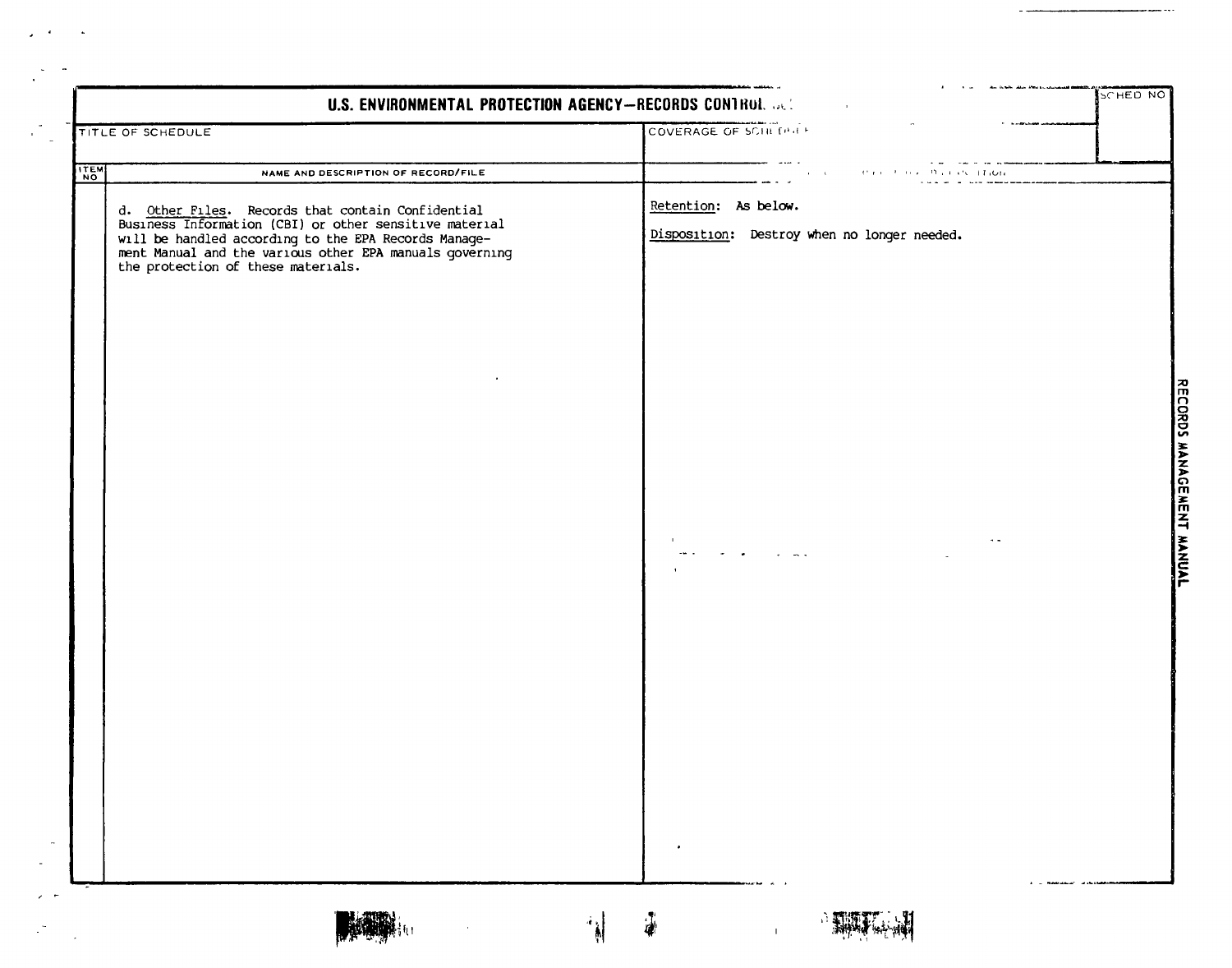**U.S. ENVIRONMENTAL PROTECTION AGENCY—RECORDS CONTROL SCHEDULE**

| SCHED NO |
|---|
| |

| TITLE OF SCHEDULE | COVERAGE OF SCHEDULE |
|---|---|
| | |

| ITEM NO | NAME AND DESCRIPTION OF RECORD/FILE | RETENTION AND DISPOSITION |
|---|---|---|
| | d. Other Files. Records that contain Confidential Business Information (CBI) or other sensitive material will be handled according to the EPA Records Management Manual and the various other EPA manuals governing the protection of these materials. | Retention: As below.<br><br>Disposition: Destroy when no longer needed. |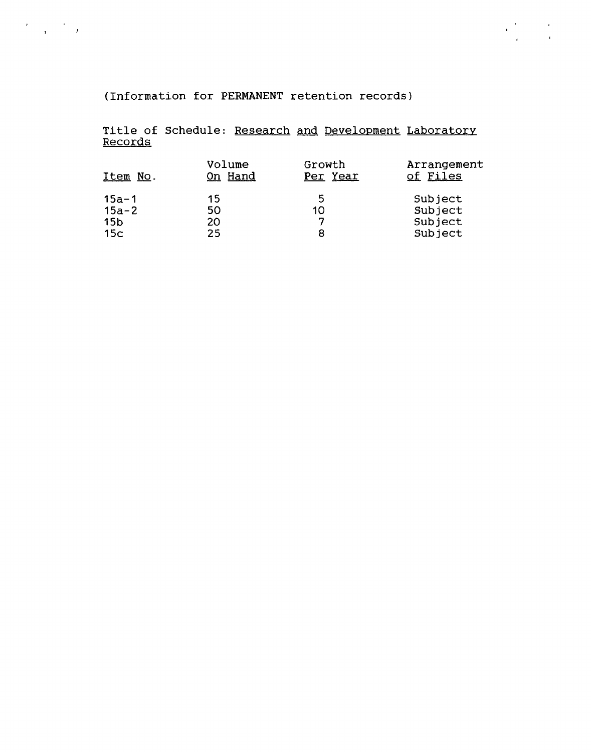(Information for PERMANENT retention records)

Title of Schedule: Research and Development Laboratory Records

| Item No. | Volume On Hand | Growth Per Year | Arrangement of Files |
|---|---|---|---|
| 15a-1 | 15 | 5 | Subject |
| 15a-2 | 50 | 10 | Subject |
| 15b | 20 | 7 | Subject |
| 15c | 25 | 8 | Subject |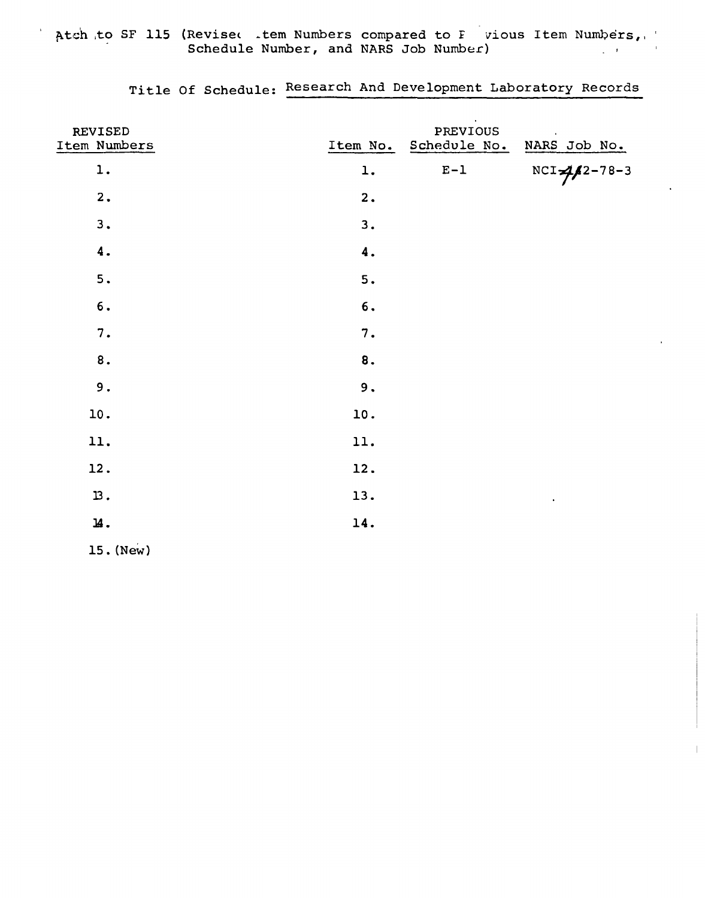Atch to SF 115 (Revised Item Numbers compared to Previous Item Numbers, Schedule Number, and NARS Job Number)

Title Of Schedule: Research And Development Laboratory Records

| REVISED Item Numbers | Item No. | PREVIOUS Schedule No. | NARS Job No. |
|---|---|---|---|
| 1. | 1. | E-1 | NCI-412-78-3 |
| 2. | 2. | | |
| 3. | 3. | | |
| 4. | 4. | | |
| 5. | 5. | | |
| 6. | 6. | | |
| 7. | 7. | | |
| 8. | 8. | | |
| 9. | 9. | | |
| 10. | 10. | | |
| 11. | 11. | | |
| 12. | 12. | | |
| 13. | 13. | | |
| 14. | 14. | | |
| 15. (New) | | | |